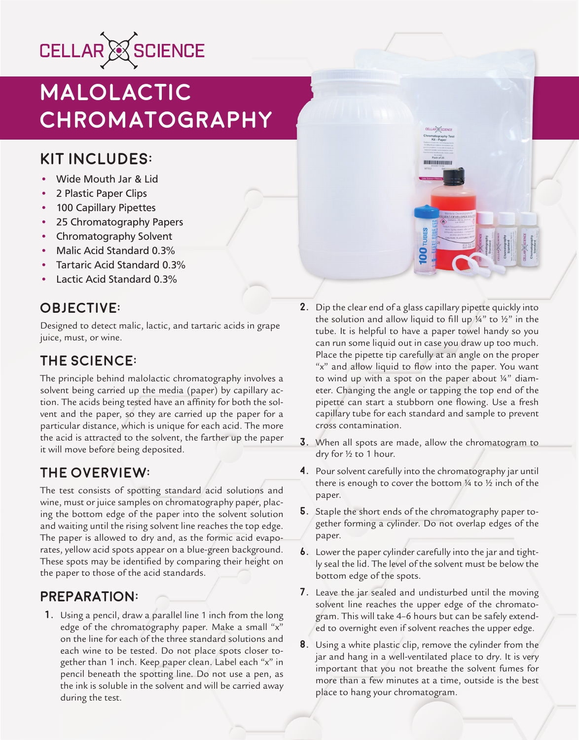CELLAR SCIENCE

# MALOLACTIC CHROMATOGRAPHY

## KIT INCLUDES:

- Wide Mouth Jar & Lid
- 2 Plastic Paper Clips
- 100 Capillary Pipettes
- 25 Chromatography Papers
- Chromatography Solvent
- Malic Acid Standard 0.3%
- Tartaric Acid Standard 0.3%
- Lactic Acid Standard 0.3%

## OBJECTIVE:

Designed to detect malic, lactic, and tartaric acids in grape juice, must, or wine.

## THE SCIENCE:

The principle behind malolactic chromatography involves a solvent being carried up the media (paper) by capillary action. The acids being tested have an affinity for both the solvent and the paper, so they are carried up the paper for a particular distance, which is unique for each acid. The more the acid is attracted to the solvent, the farther up the paper it will move before being deposited.

## THE OVERVIEW:

The test consists of spotting standard acid solutions and wine, must or juice samples on chromatography paper, placing the bottom edge of the paper into the solvent solution and waiting until the rising solvent line reaches the top edge. The paper is allowed to dry and, as the formic acid evaporates, yellow acid spots appear on a blue-green background. These spots may be identified by comparing their height on the paper to those of the acid standards.

## PREPARATION:

1. Using a pencil, draw a parallel line 1 inch from the long edge of the chromatography paper. Make a small "x" on the line for each of the three standard solutions and each wine to be tested. Do not place spots closer together than 1 inch. Keep paper clean. Label each "x" in pencil beneath the spotting line. Do not use a pen, as the ink is soluble in the solvent and will be carried away during the test.
2. Dip the clear end of a glass capillary pipette quickly into the solution and allow liquid to fill up ¼" to ½" in the tube. It is helpful to have a paper towel handy so you can run some liquid out in case you draw up too much. Place the pipette tip carefully at an angle on the proper "x" and allow liquid to flow into the paper. You want to wind up with a spot on the paper about ¼" diameter. Changing the angle or tapping the top end of the pipette can start a stubborn one flowing. Use a fresh capillary tube for each standard and sample to prevent cross contamination.
3. When all spots are made, allow the chromatogram to dry for ½ to 1 hour.
4. Pour solvent carefully into the chromatography jar until there is enough to cover the bottom ¼ to ½ inch of the paper.
5. Staple the short ends of the chromatography paper together forming a cylinder. Do not overlap edges of the paper.
6. Lower the paper cylinder carefully into the jar and tightly seal the lid. The level of the solvent must be below the bottom edge of the spots.
7. Leave the jar sealed and undisturbed until the moving solvent line reaches the upper edge of the chromatogram. This will take 4–6 hours but can be safely extended to overnight even if solvent reaches the upper edge.
8. Using a white plastic clip, remove the cylinder from the jar and hang in a well-ventilated place to dry. It is very important that you not breathe the solvent fumes for more than a few minutes at a time, outside is the best place to hang your chromatogram.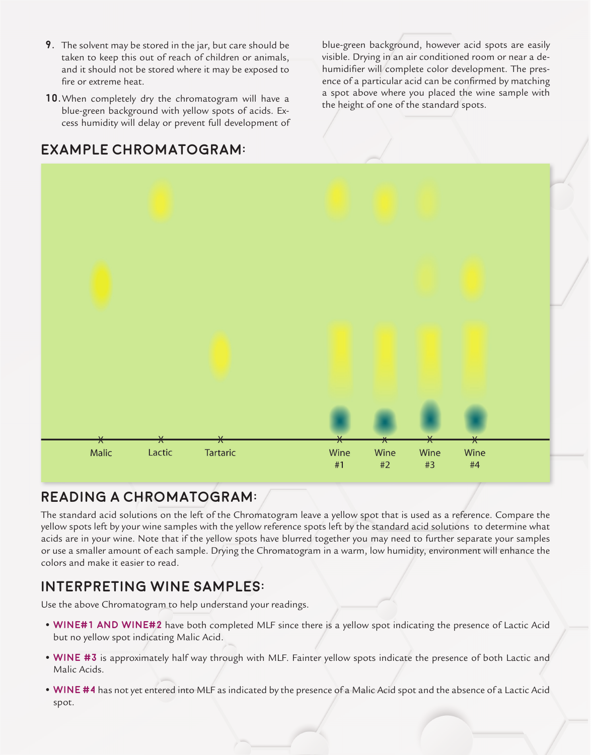9. The solvent may be stored in the jar, but care should be taken to keep this out of reach of children or animals, and it should not be stored where it may be exposed to fire or extreme heat.
10. When completely dry the chromatogram will have a blue-green background with yellow spots of acids. Excess humidity will delay or prevent full development of blue-green background, however acid spots are easily visible. Drying in an air conditioned room or near a de-humidifier will complete color development. The presence of a particular acid can be confirmed by matching a spot above where you placed the wine sample with the height of one of the standard spots.

## EXAMPLE CHROMATOGRAM:

Malic
Lactic
Tartaric
Wine #1
Wine #2
Wine #3
Wine #4

## READING A CHROMATOGRAM:

The standard acid solutions on the left of the Chromatogram leave a yellow spot that is used as a reference. Compare the yellow spots left by your wine samples with the yellow reference spots left by the standard acid solutions to determine what acids are in your wine. Note that if the yellow spots have blurred together you may need to further separate your samples or use a smaller amount of each sample. Drying the Chromatogram in a warm, low humidity, environment will enhance the colors and make it easier to read.

## INTERPRETING WINE SAMPLES:

Use the above Chromatogram to help understand your readings.

- **WINE#1 AND WINE#2** have both completed MLF since there is a yellow spot indicating the presence of Lactic Acid but no yellow spot indicating Malic Acid.
- **WINE #3** is approximately half way through with MLF. Fainter yellow spots indicate the presence of both Lactic and Malic Acids.
- **WINE #4** has not yet entered into MLF as indicated by the presence of a Malic Acid spot and the absence of a Lactic Acid spot.